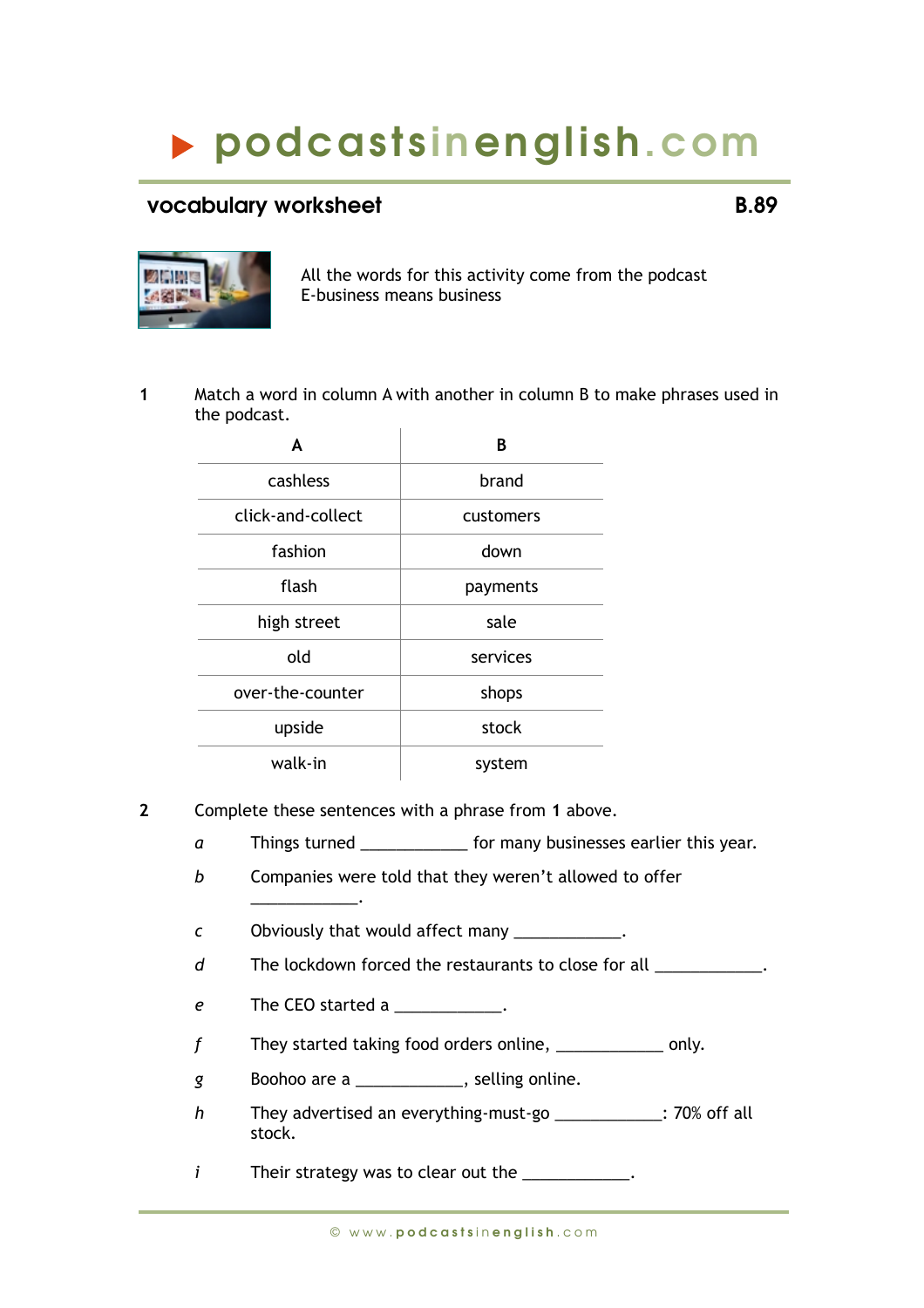# podcastsinenglish.com

## vocabulary worksheet B.89

All the words for this activity come from the podcast
E-business means business

**1** Match a word in column A with another in column B to make phrases used in the podcast.

| A | B |
|---|---|
| cashless | brand |
| click-and-collect | customers |
| fashion | down |
| flash | payments |
| high street | sale |
| old | services |
| over-the-counter | shops |
| upside | stock |
| walk-in | system |

**2** Complete these sentences with a phrase from **1** above.

*a* Things turned ____________ for many businesses earlier this year.

*b* Companies were told that they weren't allowed to offer ____________.

*c* Obviously that would affect many ____________.

*d* The lockdown forced the restaurants to close for all ____________.

*e* The CEO started a ____________.

*f* They started taking food orders online, ____________ only.

*g* Boohoo are a ____________, selling online.

*h* They advertised an everything-must-go ____________: 70% off all stock.

*i* Their strategy was to clear out the ____________.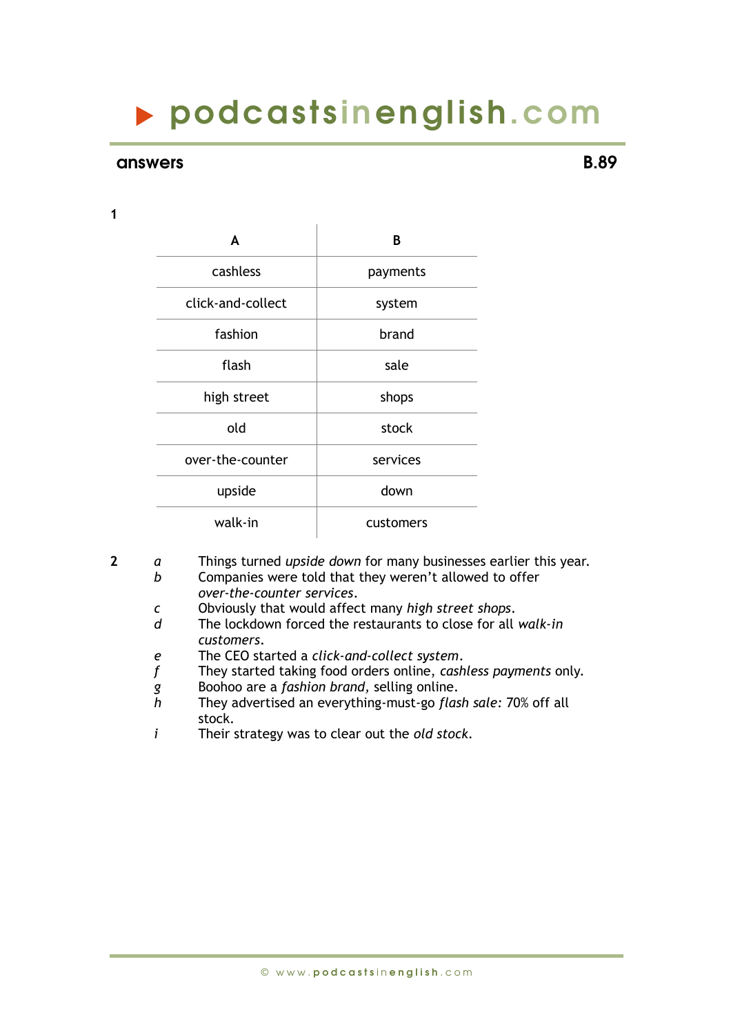# ▶ podcastsinenglish.com

## answers

**B.89**

**1**

| A | B |
|---|---|
| cashless | payments |
| click-and-collect | system |
| fashion | brand |
| flash | sale |
| high street | shops |
| old | stock |
| over-the-counter | services |
| upside | down |
| walk-in | customers |

**2**

*a* Things turned *upside down* for many businesses earlier this year.
*b* Companies were told that they weren't allowed to offer *over-the-counter services*.
*c* Obviously that would affect many *high street shops*.
*d* The lockdown forced the restaurants to close for all *walk-in customers*.
*e* The CEO started a *click-and-collect system*.
*f* They started taking food orders online, *cashless payments* only.
*g* Boohoo are a *fashion brand,* selling online.
*h* They advertised an everything-must-go *flash sale*: 70% off all stock.
*i* Their strategy was to clear out the *old stock*.